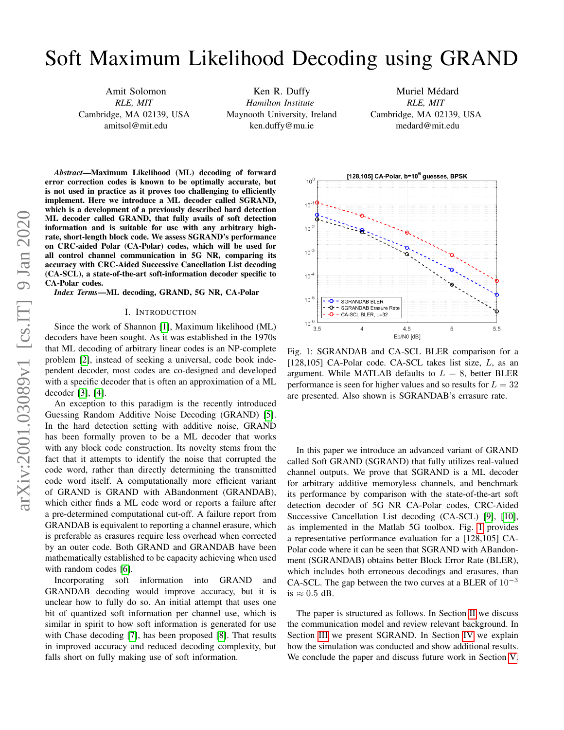# Soft Maximum Likelihood Decoding using GRAND

Amit Solomon
*RLE, MIT*
Cambridge, MA 02139, USA
amitsol@mit.edu

Ken R. Duffy
*Hamilton Institute*
Maynooth University, Ireland
ken.duffy@mu.ie

Muriel Médard
*RLE, MIT*
Cambridge, MA 02139, USA
medard@mit.edu

***Abstract*—Maximum Likelihood (ML) decoding of forward error correction codes is known to be optimally accurate, but is not used in practice as it proves too challenging to efficiently implement. Here we introduce a ML decoder called SGRAND, which is a development of a previously described hard detection ML decoder called GRAND, that fully avails of soft detection information and is suitable for use with any arbitrary high-rate, short-length block code. We assess SGRAND's performance on CRC-aided Polar (CA-Polar) codes, which will be used for all control channel communication in 5G NR, comparing its accuracy with CRC-Aided Successive Cancellation List decoding (CA-SCL), a state-of-the-art soft-information decoder specific to CA-Polar codes.**

***Index Terms*—ML decoding, GRAND, 5G NR, CA-Polar**

## I. Introduction

Since the work of Shannon [1], Maximum likelihood (ML) decoders have been sought. As it was established in the 1970s that ML decoding of arbitrary linear codes is an NP-complete problem [2], instead of seeking a universal, code book independent decoder, most codes are co-designed and developed with a specific decoder that is often an approximation of a ML decoder [3], [4].

An exception to this paradigm is the recently introduced Guessing Random Additive Noise Decoding (GRAND) [5]. In the hard detection setting with additive noise, GRAND has been formally proven to be a ML decoder that works with any block code construction. Its novelty stems from the fact that it attempts to identify the noise that corrupted the code word, rather than directly determining the transmitted code word itself. A computationally more efficient variant of GRAND is GRAND with ABandonment (GRANDAB), which either finds a ML code word or reports a failure after a pre-determined computational cut-off. A failure report from GRANDAB is equivalent to reporting a channel erasure, which is preferable as erasures require less overhead when corrected by an outer code. Both GRAND and GRANDAB have been mathematically established to be capacity achieving when used with random codes [6].

Incorporating soft information into GRAND and GRANDAB decoding would improve accuracy, but it is unclear how to fully do so. An initial attempt that uses one bit of quantized soft information per channel use, which is similar in spirit to how soft information is generated for use with Chase decoding [7], has been proposed [8]. That results in improved accuracy and reduced decoding complexity, but falls short on fully making use of soft information.

Fig. 1: SGRANDAB and CA-SCL BLER comparison for a [128,105] CA-Polar code. CA-SCL takes list size, $L$, as an argument. While MATLAB defaults to $L = 8$, better BLER performance is seen for higher values and so results for $L = 32$ are presented. Also shown is SGRANDAB's errasure rate.

In this paper we introduce an advanced variant of GRAND called Soft GRAND (SGRAND) that fully utilizes real-valued channel outputs. We prove that SGRAND is a ML decoder for arbitrary additive memoryless channels, and benchmark its performance by comparison with the state-of-the-art soft detection decoder of 5G NR CA-Polar codes, CRC-Aided Successive Cancellation List decoding (CA-SCL) [9], [10], as implemented in the Matlab 5G toolbox. Fig. 1 provides a representative performance evaluation for a [128,105] CA-Polar code where it can be seen that SGRAND with ABandonment (SGRANDAB) obtains better Block Error Rate (BLER), which includes both erroneous decodings and erasures, than CA-SCL. The gap between the two curves at a BLER of $10^{-3}$ is $\approx 0.5$ dB.

The paper is structured as follows. In Section II we discuss the communication model and review relevant background. In Section III we present SGRAND. In Section IV we explain how the simulation was conducted and show additional results. We conclude the paper and discuss future work in Section V.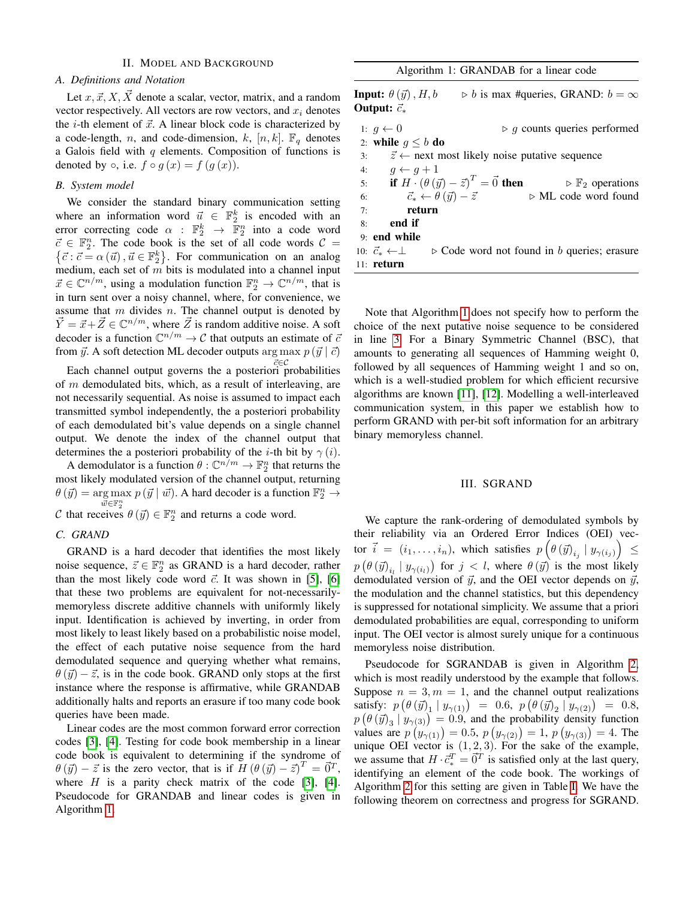## II. Model and Background

### A. Definitions and Notation

Let $x, \vec{x}, X, \vec{X}$ denote a scalar, vector, matrix, and a random vector respectively. All vectors are row vectors, and $x_i$ denotes the $i$-th element of $\vec{x}$. A linear block code is characterized by a code-length, $n$, and code-dimension, $k$, $[n, k]$. $\mathbb{F}_q$ denotes a Galois field with $q$ elements. Composition of functions is denoted by $\circ$, i.e. $f \circ g(x) = f(g(x))$.

### B. System model

We consider the standard binary communication setting where an information word $\vec{u} \in \mathbb{F}_2^k$ is encoded with an error correcting code $\alpha : \mathbb{F}_2^k \to \mathbb{F}_2^n$ into a code word $\vec{c} \in \mathbb{F}_2^n$. The code book is the set of all code words $\mathcal{C} = \{\vec{c} : \vec{c} = \alpha(\vec{u}), \vec{u} \in \mathbb{F}_2^k\}$. For communication on an analog medium, each set of $m$ bits is modulated into a channel input $\vec{x} \in \mathbb{C}^{n/m}$, using a modulation function $\mathbb{F}_2^n \to \mathbb{C}^{n/m}$, that is in turn sent over a noisy channel, where, for convenience, we assume that $m$ divides $n$. The channel output is denoted by $\vec{Y} = \vec{x} + \vec{Z} \in \mathbb{C}^{n/m}$, where $\vec{Z}$ is random additive noise. A soft decoder is a function $\mathbb{C}^{n/m} \to \mathcal{C}$ that outputs an estimate of $\vec{c}$ from $\vec{y}$. A soft detection ML decoder outputs $\arg\max_{\vec{c} \in \mathcal{C}} p(\vec{y} \mid \vec{c})$

Each channel output governs the a posteriori probabilities of $m$ demodulated bits, which, as a result of interleaving, are not necessarily sequential. As noise is assumed to impact each transmitted symbol independently, the a posteriori probability of each demodulated bit's value depends on a single channel output. We denote the index of the channel output that determines the a posteriori probability of the $i$-th bit by $\gamma(i)$.

A demodulator is a function $\theta : \mathbb{C}^{n/m} \to \mathbb{F}_2^n$ that returns the most likely modulated version of the channel output, returning $\theta(\vec{y}) = \arg\max_{\vec{w} \in \mathbb{F}_2^n} p(\vec{y} \mid \vec{w})$. A hard decoder is a function $\mathbb{F}_2^n \to \mathcal{C}$ that receives $\theta(\vec{y}) \in \mathbb{F}_2^n$ and returns a code word.

### C. GRAND

GRAND is a hard decoder that identifies the most likely noise sequence, $\vec{z} \in \mathbb{F}_2^n$ as GRAND is a hard decoder, rather than the most likely code word $\vec{c}$. It was shown in [5], [6] that these two problems are equivalent for not-necessarily-memoryless discrete additive channels with uniformly likely input. Identification is achieved by inverting, in order from most likely to least likely based on a probabilistic noise model, the effect of each putative noise sequence from the hard demodulated sequence and querying whether what remains, $\theta(\vec{y}) - \vec{z}$, is in the code book. GRAND only stops at the first instance where the response is affirmative, while GRANDAB additionally halts and reports an erasure if too many code book queries have been made.

Linear codes are the most common forward error correction codes [3], [4]. Testing for code book membership in a linear code book is equivalent to determining if the syndrome of $\theta(\vec{y}) - \vec{z}$ is the zero vector, that is if $H(\theta(\vec{y}) - \vec{z})^T = \vec{0}^T$, where $H$ is a parity check matrix of the code [3], [4]. Pseudocode for GRANDAB and linear codes is given in Algorithm 1.

**Algorithm 1:** GRANDAB for a linear code

**Input:** $\theta(\vec{y}), H, b$ ▷ $b$ is max #queries, GRAND: $b = \infty$
**Output:** $\vec{c}_*$

```
1:  g ← 0                                   ▷ g counts queries performed
2:  while g ≤ b do
3:      z ← next most likely noise putative sequence
4:      g ← g + 1
5:      if H · (θ(y) − z)^T = 0 then         ▷ F_2 operations
6:          c_* ← θ(y) − z                   ▷ ML code word found
7:          return
8:      end if
9:  end while
10: c_* ← ⊥        ▷ Code word not found in b queries; erasure
11: return
```

Note that Algorithm 1 does not specify how to perform the choice of the next putative noise sequence to be considered in line 3. For a Binary Symmetric Channel (BSC), that amounts to generating all sequences of Hamming weight 0, followed by all sequences of Hamming weight 1 and so on, which is a well-studied problem for which efficient recursive algorithms are known [11], [12]. Modelling a well-interleaved communication system, in this paper we establish how to perform GRAND with per-bit soft information for an arbitrary binary memoryless channel.

## III. SGRAND

We capture the rank-ordering of demodulated symbols by their reliability via an Ordered Error Indices (OEI) vector $\vec{i} = (i_1, \ldots, i_n)$, which satisfies $p\left(\theta(\vec{y})_{i_j} \mid y_{\gamma(i_j)}\right) \leq p\left(\theta(\vec{y})_{i_l} \mid y_{\gamma(i_l)}\right)$ for $j < l$, where $\theta(\vec{y})$ is the most likely demodulated version of $\vec{y}$, and the OEI vector depends on $\vec{y}$, the modulation and the channel statistics, but this dependency is suppressed for notational simplicity. We assume that a priori demodulated probabilities are equal, corresponding to uniform input. The OEI vector is almost surely unique for a continuous memoryless noise distribution.

Pseudocode for SGRANDAB is given in Algorithm 2, which is most readily understood by the example that follows. Suppose $n = 3, m = 1$, and the channel output realizations satisfy: $p\left(\theta(\vec{y})_1 \mid y_{\gamma(1)}\right) = 0.6$, $p\left(\theta(\vec{y})_2 \mid y_{\gamma(2)}\right) = 0.8$, $p\left(\theta(\vec{y})_3 \mid y_{\gamma(3)}\right) = 0.9$, and the probability density function values are $p\left(y_{\gamma(1)}\right) = 0.5$, $p\left(y_{\gamma(2)}\right) = 1$, $p\left(y_{\gamma(3)}\right) = 4$. The unique OEI vector is $(1, 2, 3)$. For the sake of the example, we assume that $H \cdot \vec{c}_*^T = \vec{0}^T$ is satisfied only at the last query, identifying an element of the code book. The workings of Algorithm 2 for this setting are given in Table I. We have the following theorem on correctness and progress for SGRAND.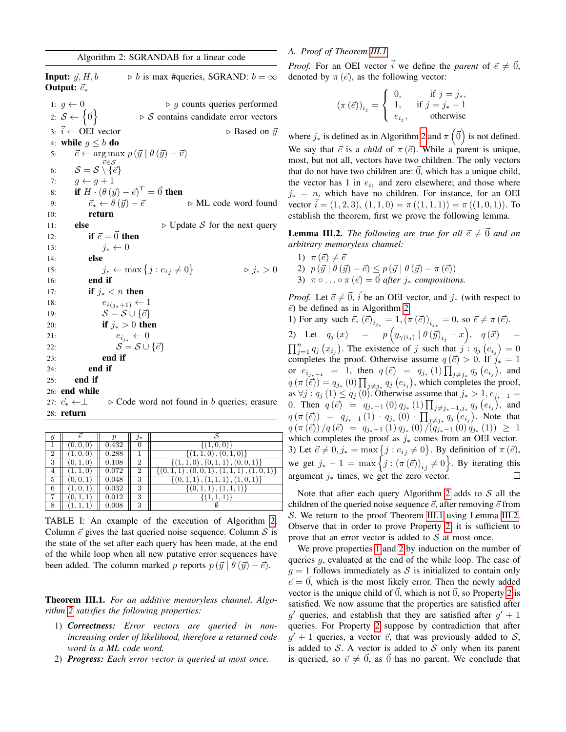Algorithm 2: SGRANDAB for a linear code

**Input:** $\vec{y}, H, b$ ▷ $b$ is max #queries, SGRAND: $b = \infty$
**Output:** $\vec{c}_*$

```
1: g ← 0                                   ▷ g counts queries performed
2: S ← {0⃗}                                 ▷ S contains candidate error vectors
3: i⃗ ← OEI vector                          ▷ Based on y⃗
4: while g ≤ b do
5:     e⃗ ← argmax_{v⃗∈S} p(y⃗ | θ(y⃗) − v⃗)
6:     S = S \ {e⃗}
7:     g ← g + 1
8:     if H · (θ(y⃗) − e⃗)^T = 0⃗ then
9:         c⃗_* ← θ(y⃗) − e⃗                  ▷ ML code word found
10:        return
11:    else                                ▷ Update S for the next query
12:        if e⃗ = 0⃗ then
13:            j_* ← 0
14:        else
15:            j_* ← max{j : e_{i_j} ≠ 0}       ▷ j_* > 0
16:        end if
17:        if j_* < n then
18:            e_{i_(j_*+1)} ← 1
19:            S = S ∪ {e⃗}
20:            if j_* > 0 then
21:                e_{i_{j_*}} ← 0
22:                S = S ∪ {e⃗}
23:            end if
24:        end if
25:    end if
26: end while
27: c⃗_* ← ⊥          ▷ Code word not found in b queries; erasure
28: return
```

| $g$ | $\vec{e}$ | $p$ | $j_*$ | $\mathcal{S}$ |
|---|---|---|---|---|
| 1 | $(0,0,0)$ | 0.432 | 0 | $\{(1,0,0)\}$ |
| 2 | $(1,0,0)$ | 0.288 | 1 | $\{(1,1,0),(0,1,0)\}$ |
| 3 | $(0,1,0)$ | 0.108 | 2 | $\{(1,1,0),(0,1,1),(0,0,1)\}$ |
| 4 | $(1,1,0)$ | 0.072 | 2 | $\{(0,1,1),(0,0,1),(1,1,1),(1,0,1)\}$ |
| 5 | $(0,0,1)$ | 0.048 | 3 | $\{(0,1,1),(1,1,1),(1,0,1)\}$ |
| 6 | $(1,0,1)$ | 0.032 | 3 | $\{(0,1,1),(1,1,1)\}$ |
| 7 | $(0,1,1)$ | 0.012 | 3 | $\{(1,1,1)\}$ |
| 8 | $(1,1,1)$ | 0.008 | 3 | $\emptyset$ |

TABLE I: An example of the execution of Algorithm 2. Column $\vec{e}$ gives the last queried noise sequence. Column $\mathcal{S}$ is the state of the set after each query has been made, at the end of the while loop when all new putative error sequences have been added. The column marked $p$ reports $p(\vec{y} \mid \theta(\vec{y}) - \vec{e})$.

**Theorem III.1.** *For an additive memoryless channel, Algorithm 2 satisfies the following properties:*

1) ***Correctness:*** *Error vectors are queried in non-increasing order of likelihood, therefore a returned code word is a ML code word.*
2) ***Progress:*** *Each error vector is queried at most once.*

### A. Proof of Theorem III.1

*Proof.* For an OEI vector $\vec{i}$ we define the *parent* of $\vec{e} \neq \vec{0}$, denoted by $\pi(\vec{e})$, as the following vector:

$$(\pi(\vec{e}))_{i_j} = \begin{cases} 0, & \text{if } j = j_*, \\ 1, & \text{if } j = j_* - 1 \\ e_{i_j}, & \text{otherwise} \end{cases}$$

where $j_*$ is defined as in Algorithm 2 and $\pi\left(\vec{0}\right)$ is not defined. We say that $\vec{e}$ is a *child* of $\pi(\vec{e})$. While a parent is unique, most, but not all, vectors have two children. The only vectors that do not have two children are: $\vec{0}$, which has a unique child, the vector has 1 in $e_{i_1}$ and zero elsewhere; and those where $j_* = n$, which have no children. For instance, for an OEI vector $\vec{i} = (1,2,3)$, $(1,1,0) = \pi((1,1,1)) = \pi((1,0,1))$. To establish the theorem, first we prove the following lemma.

**Lemma III.2.** *The following are true for all $\vec{e} \neq \vec{0}$ and an arbitrary memoryless channel:*

1) $\pi(\vec{e}) \neq \vec{e}$
2) $p(\vec{y} \mid \theta(\vec{y}) - \vec{e}) \leq p(\vec{y} \mid \theta(\vec{y}) - \pi(\vec{e}))$
3) $\pi \circ \ldots \circ \pi(\vec{e}) = \vec{0}$ *after $j_*$ compositions.*

*Proof.* Let $\vec{e} \neq \vec{0}$, $\vec{i}$ be an OEI vector, and $j_*$ (with respect to $\vec{e}$) be defined as in Algorithm 2.
1) For any such $\vec{e}$, $(\vec{e})_{i_{j_*}} = 1, (\pi(\vec{e}))_{i_{j_*}} = 0$, so $\vec{e} \neq \pi(\vec{e})$.
2) Let $q_j(x) = p\left(y_{\gamma(i_j)} \mid \theta(\vec{y})_{i_j} - x\right)$, $q(\vec{x}) = \prod_{j=1}^{n} q_j(x_{i_j})$. The existence of $j$ such that $j : q_j(e_{i_j}) = 0$ completes the proof. Otherwise assume $q(\vec{e}) > 0$. If $j_* = 1$ or $e_{i_{j_*-1}} = 1$, then $q(\vec{e}) = q_{j_*}(1) \prod_{j \neq j_*} q_j(e_{i_j})$, and $q(\pi(\vec{e})) = q_{j_*}(0) \prod_{j \neq j_*} q_j(e_{i_j})$, which completes the proof, as $\forall j : q_j(1) \leq q_j(0)$. Otherwise assume that $j_* > 1, e_{j_*-1} = 0$. Then $q(\vec{e}) = q_{j_*-1}(0)\, q_{j_*}(1) \prod_{j \neq j_*-1, j_*} q_j(e_{i_j})$, and $q(\pi(\vec{e})) = q_{j_*-1}(1) \cdot q_{j_*}(0) \cdot \prod_{j \neq j_*} q_j(e_{i_j})$. Note that $q(\pi(\vec{e}))/q(\vec{e}) = q_{j_*-1}(1)\, q_{j_*}(0) / (q_{j_*-1}(0)\, q_{j_*}(1)) \geq 1$ which completes the proof as $j_*$ comes from an OEI vector.
3) Let $\vec{e} \neq 0, j_* = \max\left\{j : e_{ij} \neq 0\right\}$. By definition of $\pi(\vec{e})$, we get $j_* - 1 = \max\left\{j : (\pi(\vec{e}))_{ij} \neq 0\right\}$. By iterating this argument $j_*$ times, we get the zero vector. □

Note that after each query Algorithm 2 adds to $\mathcal{S}$ all the children of the queried noise sequence $\vec{e}$, after removing $\vec{e}$ from $\mathcal{S}$. We return to the proof Theorem III.1 using Lemma III.2. Observe that in order to prove Property 2, it is sufficient to prove that an error vector is added to $\mathcal{S}$ at most once.

We prove properties 1 and 2 by induction on the number of queries $g$, evaluated at the end of the while loop. The case of $g = 1$ follows immediately as $\mathcal{S}$ is initialized to contain only $\vec{e} = \vec{0}$, which is the most likely error. Then the newly added vector is the unique child of $\vec{0}$, which is not $\vec{0}$, so Property 2 is satisfied. We now assume that the properties are satisfied after $g'$ queries, and establish that they are satisfied after $g' + 1$ queries. For Property 2 suppose by contradiction that after $g' + 1$ queries, a vector $\vec{v}$, that was previously added to $\mathcal{S}$, is added to $\mathcal{S}$. A vector is added to $\mathcal{S}$ only when its parent is queried, so $\vec{v} \neq \vec{0}$, as $\vec{0}$ has no parent. We conclude that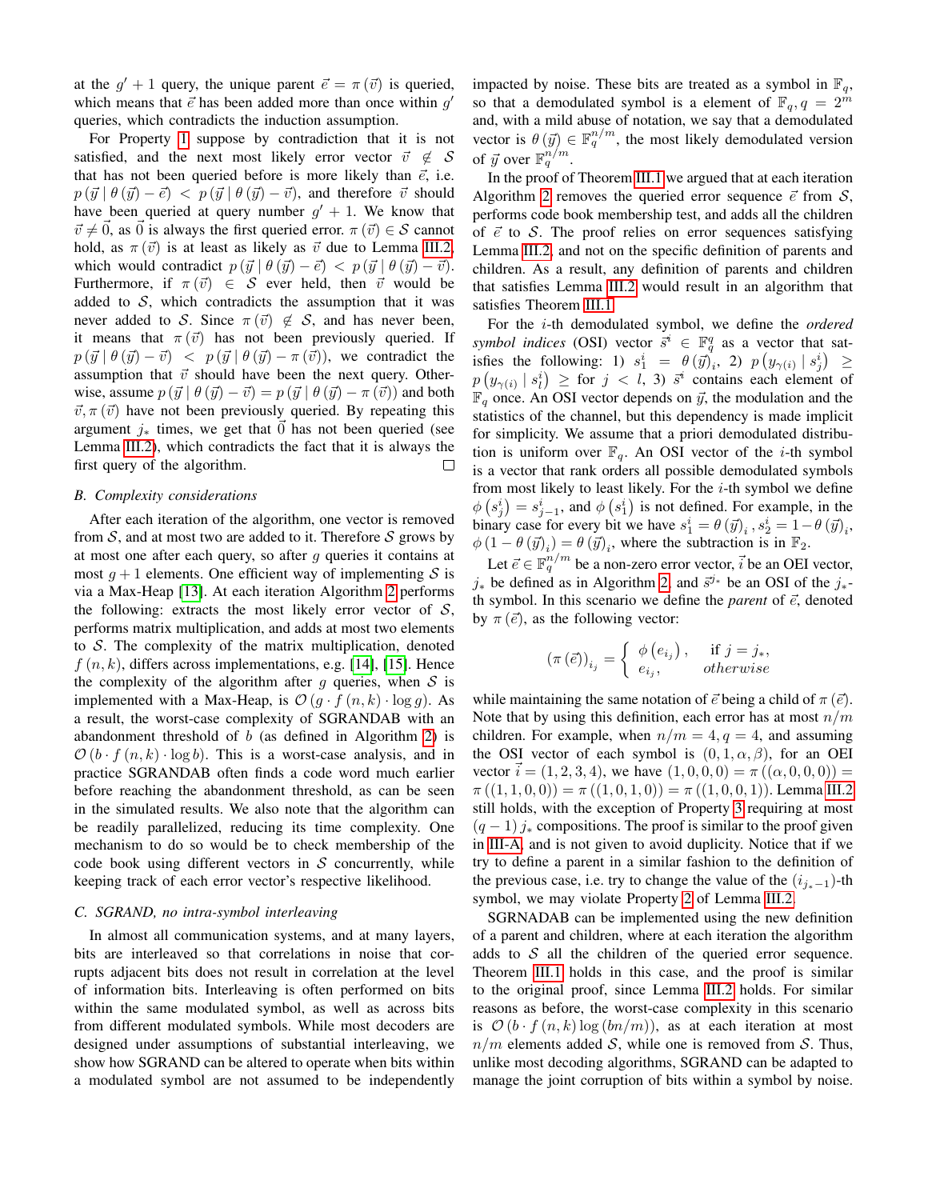at the $g'+1$ query, the unique parent $\vec{e} = \pi(\vec{v})$ is queried, which means that $\vec{e}$ has been added more than once within $g'$ queries, which contradicts the induction assumption.

For Property 1 suppose by contradiction that it is not satisfied, and the next most likely error vector $\vec{v} \notin \mathcal{S}$ that has not been queried before is more likely than $\vec{e}$, i.e. $p(\vec{y} \mid \theta(\vec{y}) - \vec{e}) < p(\vec{y} \mid \theta(\vec{y}) - \vec{v})$, and therefore $\vec{v}$ should have been queried at query number $g'+1$. We know that $\vec{v} \neq \vec{0}$, as $\vec{0}$ is always the first queried error. $\pi(\vec{v}) \in \mathcal{S}$ cannot hold, as $\pi(\vec{v})$ is at least as likely as $\vec{v}$ due to Lemma III.2, which would contradict $p(\vec{y} \mid \theta(\vec{y}) - \vec{e}) < p(\vec{y} \mid \theta(\vec{y}) - \vec{v})$. Furthermore, if $\pi(\vec{v}) \in \mathcal{S}$ ever held, then $\vec{v}$ would be added to $\mathcal{S}$, which contradicts the assumption that it was never added to $\mathcal{S}$. Since $\pi(\vec{v}) \notin \mathcal{S}$, and has never been, it means that $\pi(\vec{v})$ has not been previously queried. If $p(\vec{y} \mid \theta(\vec{y}) - \vec{v}) < p(\vec{y} \mid \theta(\vec{y}) - \pi(\vec{v}))$, we contradict the assumption that $\vec{v}$ should have been the next query. Otherwise, assume $p(\vec{y} \mid \theta(\vec{y}) - \vec{v}) = p(\vec{y} \mid \theta(\vec{y}) - \pi(\vec{v}))$ and both $\vec{v}, \pi(\vec{v})$ have not been previously queried. By repeating this argument $j_*$ times, we get that $\vec{0}$ has not been queried (see Lemma III.2), which contradicts the fact that it is always the first query of the algorithm. □

### B. Complexity considerations

After each iteration of the algorithm, one vector is removed from $\mathcal{S}$, and at most two are added to it. Therefore $\mathcal{S}$ grows by at most one after each query, so after $g$ queries it contains at most $g+1$ elements. One efficient way of implementing $\mathcal{S}$ is via a Max-Heap [13]. At each iteration Algorithm 2 performs the following: extracts the most likely error vector of $\mathcal{S}$, performs matrix multiplication, and adds at most two elements to $\mathcal{S}$. The complexity of the matrix multiplication, denoted $f(n,k)$, differs across implementations, e.g. [14], [15]. Hence the complexity of the algorithm after $g$ queries, when $\mathcal{S}$ is implemented with a Max-Heap, is $\mathcal{O}(g \cdot f(n,k) \cdot \log g)$. As a result, the worst-case complexity of SGRANDAB with an abandonment threshold of $b$ (as defined in Algorithm 2) is $\mathcal{O}(b \cdot f(n,k) \cdot \log b)$. This is a worst-case analysis, and in practice SGRANDAB often finds a code word much earlier before reaching the abandonment threshold, as can be seen in the simulated results. We also note that the algorithm can be readily parallelized, reducing its time complexity. One mechanism to do so would be to check membership of the code book using different vectors in $\mathcal{S}$ concurrently, while keeping track of each error vector's respective likelihood.

### C. SGRAND, no intra-symbol interleaving

In almost all communication systems, and at many layers, bits are interleaved so that correlations in noise that corrupts adjacent bits does not result in correlation at the level of information bits. Interleaving is often performed on bits within the same modulated symbol, as well as across bits from different modulated symbols. While most decoders are designed under assumptions of substantial interleaving, we show how SGRAND can be altered to operate when bits within a modulated symbol are not assumed to be independently impacted by noise. These bits are treated as a symbol in $\mathbb{F}_q$, so that a demodulated symbol is a element of $\mathbb{F}_q, q = 2^m$ and, with a mild abuse of notation, we say that a demodulated vector is $\theta(\vec{y}) \in \mathbb{F}_q^{n/m}$, the most likely demodulated version of $\vec{y}$ over $\mathbb{F}_q^{n/m}$.

In the proof of Theorem III.1 we argued that at each iteration Algorithm 2 removes the queried error sequence $\vec{e}$ from $\mathcal{S}$, performs code book membership test, and adds all the children of $\vec{e}$ to $\mathcal{S}$. The proof relies on error sequences satisfying Lemma III.2, and not on the specific definition of parents and children. As a result, any definition of parents and children that satisfies Lemma III.2 would result in an algorithm that satisfies Theorem III.1.

For the $i$-th demodulated symbol, we define the *ordered symbol indices* (OSI) vector $\vec{s}^i \in \mathbb{F}_q^q$ as a vector that satisfies the following: 1) $s_1^i = \theta(\vec{y})_i$, 2) $p(y_{\gamma(i)} \mid s_j^i) \geq p(y_{\gamma(i)} \mid s_l^i) \geq$ for $j < l$, 3) $\vec{s}^i$ contains each element of $\mathbb{F}_q$ once. An OSI vector depends on $\vec{y}$, the modulation and the statistics of the channel, but this dependency is made implicit for simplicity. We assume that a priori demodulated distribution is uniform over $\mathbb{F}_q$. An OSI vector of the $i$-th symbol is a vector that rank orders all possible demodulated symbols from most likely to least likely. For the $i$-th symbol we define $\phi(s_j^i) = s_{j-1}^i$, and $\phi(s_1^i)$ is not defined. For example, in the binary case for every bit we have $s_1^i = \theta(\vec{y})_i, s_2^i = 1 - \theta(\vec{y})_i$, $\phi(1 - \theta(\vec{y})_i) = \theta(\vec{y})_i$, where the subtraction is in $\mathbb{F}_2$.

Let $\vec{e} \in \mathbb{F}_q^{n/m}$ be a non-zero error vector, $\vec{i}$ be an OEI vector, $j_*$ be defined as in Algorithm 2, and $\vec{s}^{j_*}$ be an OSI of the $j_*$-th symbol. In this scenario we define the *parent* of $\vec{e}$, denoted by $\pi(\vec{e})$, as the following vector:

$$(\pi(\vec{e}))_{i_j} = \begin{cases} \phi(e_{i_j}), & \text{if } j = j_*, \\ e_{i_j}, & \textit{otherwise} \end{cases}$$

while maintaining the same notation of $\vec{e}$ being a child of $\pi(\vec{e})$. Note that by using this definition, each error has at most $n/m$ children. For example, when $n/m = 4, q = 4$, and assuming the OSI vector of each symbol is $(0, 1, \alpha, \beta)$, for an OEI vector $\vec{i} = (1,2,3,4)$, we have $(1,0,0,0) = \pi((\alpha,0,0,0)) = \pi((1,1,0,0)) = \pi((1,0,1,0)) = \pi((1,0,0,1))$. Lemma III.2 still holds, with the exception of Property 3 requiring at most $(q-1)j_*$ compositions. The proof is similar to the proof given in III-A, and is not given to avoid duplicity. Notice that if we try to define a parent in a similar fashion to the definition of the previous case, i.e. try to change the value of the $(i_{j_*-1})$-th symbol, we may violate Property 2 of Lemma III.2.

SGRNADAB can be implemented using the new definition of a parent and children, where at each iteration the algorithm adds to $\mathcal{S}$ all the children of the queried error sequence. Theorem III.1 holds in this case, and the proof is similar to the original proof, since Lemma III.2 holds. For similar reasons as before, the worst-case complexity in this scenario is $\mathcal{O}(b \cdot f(n,k) \log(bn/m))$, as at each iteration at most $n/m$ elements added $\mathcal{S}$, while one is removed from $\mathcal{S}$. Thus, unlike most decoding algorithms, SGRAND can be adapted to manage the joint corruption of bits within a symbol by noise.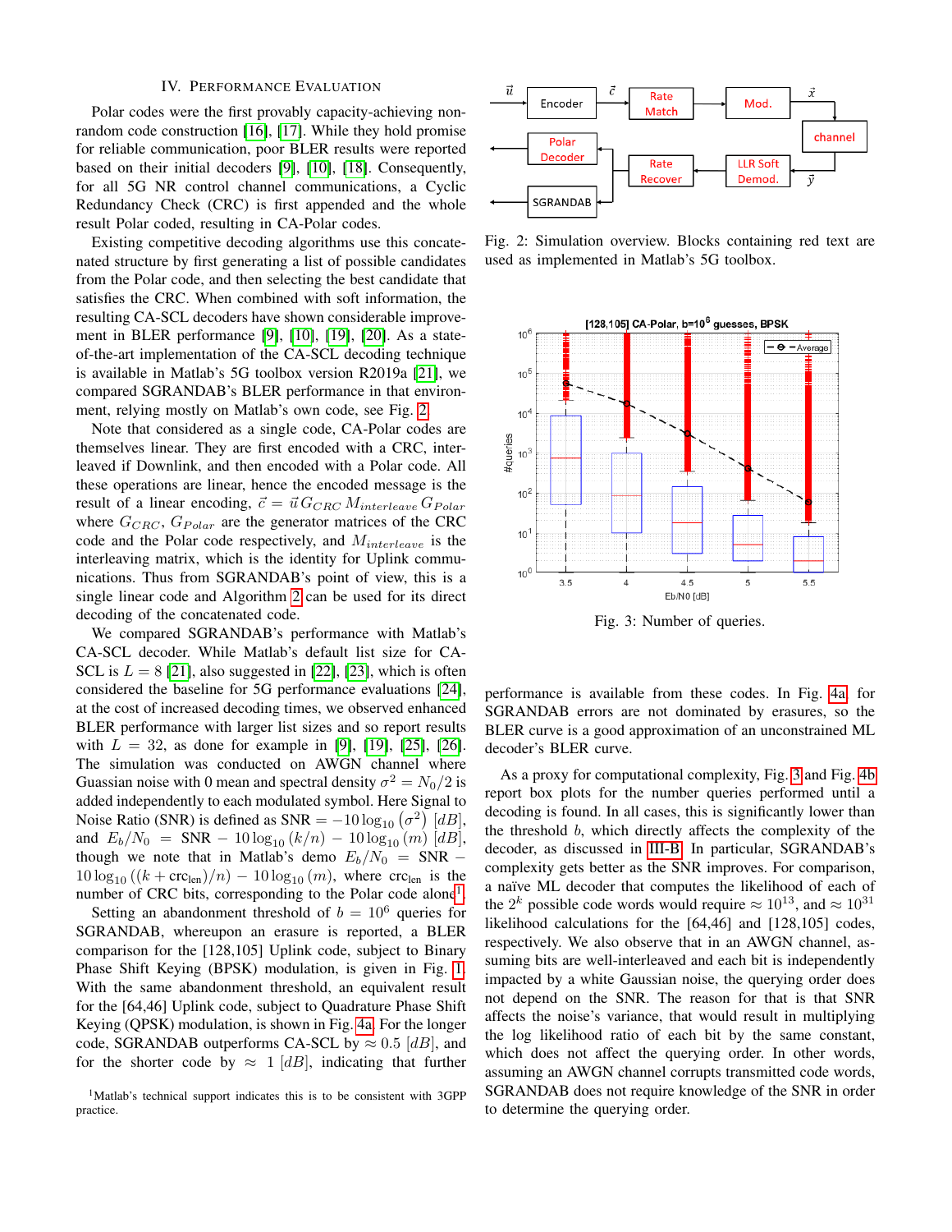## IV. Performance Evaluation

Polar codes were the first provably capacity-achieving non-random code construction [16], [17]. While they hold promise for reliable communication, poor BLER results were reported based on their initial decoders [9], [10], [18]. Consequently, for all 5G NR control channel communications, a Cyclic Redundancy Check (CRC) is first appended and the whole result Polar coded, resulting in CA-Polar codes.

Existing competitive decoding algorithms use this concatenated structure by first generating a list of possible candidates from the Polar code, and then selecting the best candidate that satisfies the CRC. When combined with soft information, the resulting CA-SCL decoders have shown considerable improvement in BLER performance [9], [10], [19], [20]. As a state-of-the-art implementation of the CA-SCL decoding technique is available in Matlab's 5G toolbox version R2019a [21], we compared SGRANDAB's BLER performance in that environment, relying mostly on Matlab's own code, see Fig. 2.

Note that considered as a single code, CA-Polar codes are themselves linear. They are first encoded with a CRC, interleaved if Downlink, and then encoded with a Polar code. All these operations are linear, hence the encoded message is the result of a linear encoding, $\vec{c} = \vec{u}\, G_{CRC}\, M_{interleave}\, G_{Polar}$ where $G_{CRC}$, $G_{Polar}$ are the generator matrices of the CRC code and the Polar code respectively, and $M_{interleave}$ is the interleaving matrix, which is the identity for Uplink communications. Thus from SGRANDAB's point of view, this is a single linear code and Algorithm 2 can be used for its direct decoding of the concatenated code.

We compared SGRANDAB's performance with Matlab's CA-SCL decoder. While Matlab's default list size for CA-SCL is $L = 8$ [21], also suggested in [22], [23], which is often considered the baseline for 5G performance evaluations [24], at the cost of increased decoding times, we observed enhanced BLER performance with larger list sizes and so report results with $L = 32$, as done for example in [9], [19], [25], [26]. The simulation was conducted on AWGN channel where Guassian noise with 0 mean and spectral density $\sigma^2 = N_0/2$ is added independently to each modulated symbol. Here Signal to Noise Ratio (SNR) is defined as $\text{SNR} = -10\log_{10}(\sigma^2)$ $[dB]$, and $E_b/N_0 = \text{SNR} - 10\log_{10}(k/n) - 10\log_{10}(m)$ $[dB]$, though we note that in Matlab's demo $E_b/N_0 = \text{SNR} - 10\log_{10}((k + \text{crc}_{\text{len}})/n) - 10\log_{10}(m)$, where $\text{crc}_{\text{len}}$ is the number of CRC bits, corresponding to the Polar code alone[1].

Setting an abandonment threshold of $b = 10^6$ queries for SGRANDAB, whereupon an erasure is reported, a BLER comparison for the [128,105] Uplink code, subject to Binary Phase Shift Keying (BPSK) modulation, is given in Fig. 1. With the same abandonment threshold, an equivalent result for the [64,46] Uplink code, subject to Quadrature Phase Shift Keying (QPSK) modulation, is shown in Fig. 4a. For the longer code, SGRANDAB outperforms CA-SCL by $\approx 0.5$ $[dB]$, and for the shorter code by $\approx 1$ $[dB]$, indicating that further performance is available from these codes. In Fig. 4a, for SGRANDAB errors are not dominated by erasures, so the BLER curve is a good approximation of an unconstrained ML decoder's BLER curve.

[1] Matlab's technical support indicates this is to be consistent with 3GPP practice.

Fig. 2: Simulation overview. Blocks containing red text are used as implemented in Matlab's 5G toolbox.

Fig. 3: Number of queries.

As a proxy for computational complexity, Fig. 3 and Fig. 4b report box plots for the number queries performed until a decoding is found. In all cases, this is significantly lower than the threshold $b$, which directly affects the complexity of the decoder, as discussed in III-B. In particular, SGRANDAB's complexity gets better as the SNR improves. For comparison, a naïve ML decoder that computes the likelihood of each of the $2^k$ possible code words would require $\approx 10^{13}$, and $\approx 10^{31}$ likelihood calculations for the [64,46] and [128,105] codes, respectively. We also observe that in an AWGN channel, assuming bits are well-interleaved and each bit is independently impacted by a white Gaussian noise, the querying order does not depend on the SNR. The reason for that is that SNR affects the noise's variance, that would result in multiplying the log likelihood ratio of each bit by the same constant, which does not affect the querying order. In other words, assuming an AWGN channel corrupts transmitted code words, SGRANDAB does not require knowledge of the SNR in order to determine the querying order.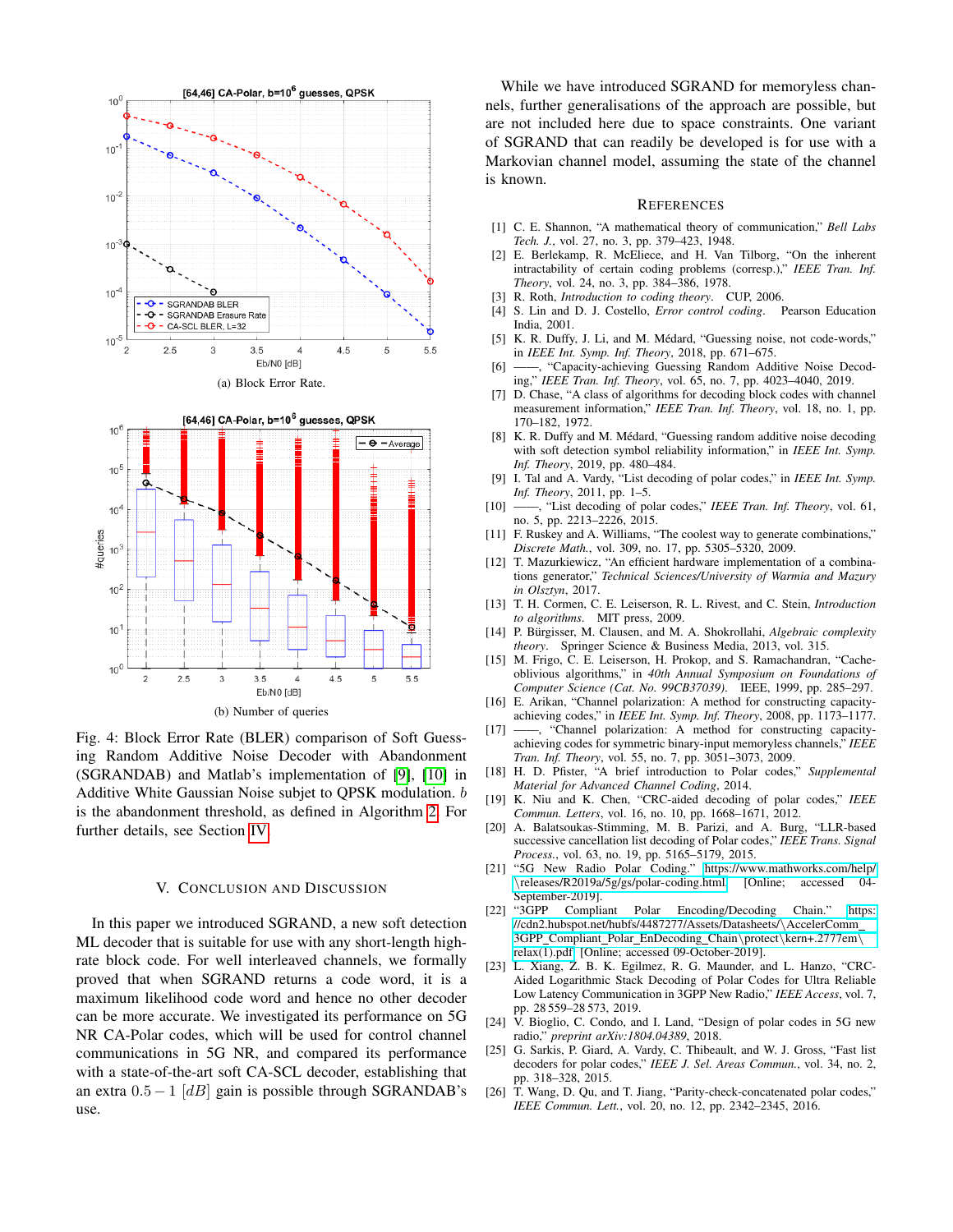[64,46] CA-Polar, b=$10^6$ guesses, QPSK

$10^0$
$10^{-1}$
$10^{-2}$
$10^{-3}$
$10^{-4}$
$10^{-5}$

SGRANDAB BLER
SGRANDAB Erasure Rate
CA-SCL BLER, L=32

2 2.5 3 3.5 4 4.5 5 5.5
Eb/N0 [dB]

(a) Block Error Rate.

[64,46] CA-Polar, b=$10^6$ guesses, QPSK

Average

#queries

$10^6$
$10^5$
$10^4$
$10^3$
$10^2$
$10^1$
$10^0$

2 2.5 3 3.5 4 4.5 5 5.5
Eb/N0 [dB]

(b) Number of queries

Fig. 4: Block Error Rate (BLER) comparison of Soft Guessing Random Additive Noise Decoder with Abandonment (SGRANDAB) and Matlab's implementation of [9], [10] in Additive White Gaussian Noise subjet to QPSK modulation. $b$ is the abandonment threshold, as defined in Algorithm 2. For further details, see Section IV.

## V. Conclusion and Discussion

In this paper we introduced SGRAND, a new soft detection ML decoder that is suitable for use with any short-length high-rate block code. For well interleaved channels, we formally proved that when SGRAND returns a code word, it is a maximum likelihood code word and hence no other decoder can be more accurate. We investigated its performance on 5G NR CA-Polar codes, which will be used for control channel communications in 5G NR, and compared its performance with a state-of-the-art soft CA-SCL decoder, establishing that an extra $0.5 - 1$ $[dB]$ gain is possible through SGRANDAB's use.

While we have introduced SGRAND for memoryless channels, further generalisations of the approach are possible, but are not included here due to space constraints. One variant of SGRAND that can readily be developed is for use with a Markovian channel model, assuming the state of the channel is known.

## References

[1] C. E. Shannon, "A mathematical theory of communication," *Bell Labs Tech. J.*, vol. 27, no. 3, pp. 379–423, 1948.

[2] E. Berlekamp, R. McEliece, and H. Van Tilborg, "On the inherent intractability of certain coding problems (corresp.)," *IEEE Tran. Inf. Theory*, vol. 24, no. 3, pp. 384–386, 1978.

[3] R. Roth, *Introduction to coding theory*. CUP, 2006.

[4] S. Lin and D. J. Costello, *Error control coding*. Pearson Education India, 2001.

[5] K. R. Duffy, J. Li, and M. Médard, "Guessing noise, not code-words," in *IEEE Int. Symp. Inf. Theory*, 2018, pp. 671–675.

[6] ——, "Capacity-achieving Guessing Random Additive Noise Decoding," *IEEE Tran. Inf. Theory*, vol. 65, no. 7, pp. 4023–4040, 2019.

[7] D. Chase, "A class of algorithms for decoding block codes with channel measurement information," *IEEE Tran. Inf. Theory*, vol. 18, no. 1, pp. 170–182, 1972.

[8] K. R. Duffy and M. Médard, "Guessing random additive noise decoding with soft detection symbol reliability information," in *IEEE Int. Symp. Inf. Theory*, 2019, pp. 480–484.

[9] I. Tal and A. Vardy, "List decoding of polar codes," in *IEEE Int. Symp. Inf. Theory*, 2011, pp. 1–5.

[10] ——, "List decoding of polar codes," *IEEE Tran. Inf. Theory*, vol. 61, no. 5, pp. 2213–2226, 2015.

[11] F. Ruskey and A. Williams, "The coolest way to generate combinations," *Discrete Math.*, vol. 309, no. 17, pp. 5305–5320, 2009.

[12] T. Mazurkiewicz, "An efficient hardware implementation of a combinations generator," *Technical Sciences/University of Warmia and Mazury in Olsztyn*, 2017.

[13] T. H. Cormen, C. E. Leiserson, R. L. Rivest, and C. Stein, *Introduction to algorithms*. MIT press, 2009.

[14] P. Bürgisser, M. Clausen, and M. A. Shokrollahi, *Algebraic complexity theory*. Springer Science & Business Media, 2013, vol. 315.

[15] M. Frigo, C. E. Leiserson, H. Prokop, and S. Ramachandran, "Cache-oblivious algorithms," in *40th Annual Symposium on Foundations of Computer Science (Cat. No. 99CB37039)*. IEEE, 1999, pp. 285–297.

[16] E. Arikan, "Channel polarization: A method for constructing capacity-achieving codes," in *IEEE Int. Symp. Inf. Theory*, 2008, pp. 1173–1177.

[17] ——, "Channel polarization: A method for constructing capacity-achieving codes for symmetric binary-input memoryless channels," *IEEE Tran. Inf. Theory*, vol. 55, no. 7, pp. 3051–3073, 2009.

[18] H. D. Pfister, "A brief introduction to Polar codes," *Supplemental Material for Advanced Channel Coding*, 2014.

[19] K. Niu and K. Chen, "CRC-aided decoding of polar codes," *IEEE Commun. Letters*, vol. 16, no. 10, pp. 1668–1671, 2012.

[20] A. Balatsoukas-Stimming, M. B. Parizi, and A. Burg, "LLR-based successive cancellation list decoding of Polar codes," *IEEE Trans. Signal Process.*, vol. 63, no. 19, pp. 5165–5179, 2015.

[21] "5G New Radio Polar Coding." https://www.mathworks.com/help/\releases/R2019a/5g/gs/polar-coding.html, [Online; accessed 04-September-2019].

[22] "3GPP Compliant Polar Encoding/Decoding Chain." https://cdn2.hubspot.net/hubfs/4487277/Assets/Datasheets/\AccelerComm_3GPP_Compliant_Polar_EnDecoding_Chain\protect\kern+.2777em\relax(1).pdf, [Online; accessed 09-October-2019].

[23] L. Xiang, Z. B. K. Egilmez, R. G. Maunder, and L. Hanzo, "CRC-Aided Logarithmic Stack Decoding of Polar Codes for Ultra Reliable Low Latency Communication in 3GPP New Radio," *IEEE Access*, vol. 7, pp. 28 559–28 573, 2019.

[24] V. Bioglio, C. Condo, and I. Land, "Design of polar codes in 5G new radio," *preprint arXiv:1804.04389*, 2018.

[25] G. Sarkis, P. Giard, A. Vardy, C. Thibeault, and W. J. Gross, "Fast list decoders for polar codes," *IEEE J. Sel. Areas Commun.*, vol. 34, no. 2, pp. 318–328, 2015.

[26] T. Wang, D. Qu, and T. Jiang, "Parity-check-concatenated polar codes," *IEEE Commun. Lett.*, vol. 20, no. 12, pp. 2342–2345, 2016.